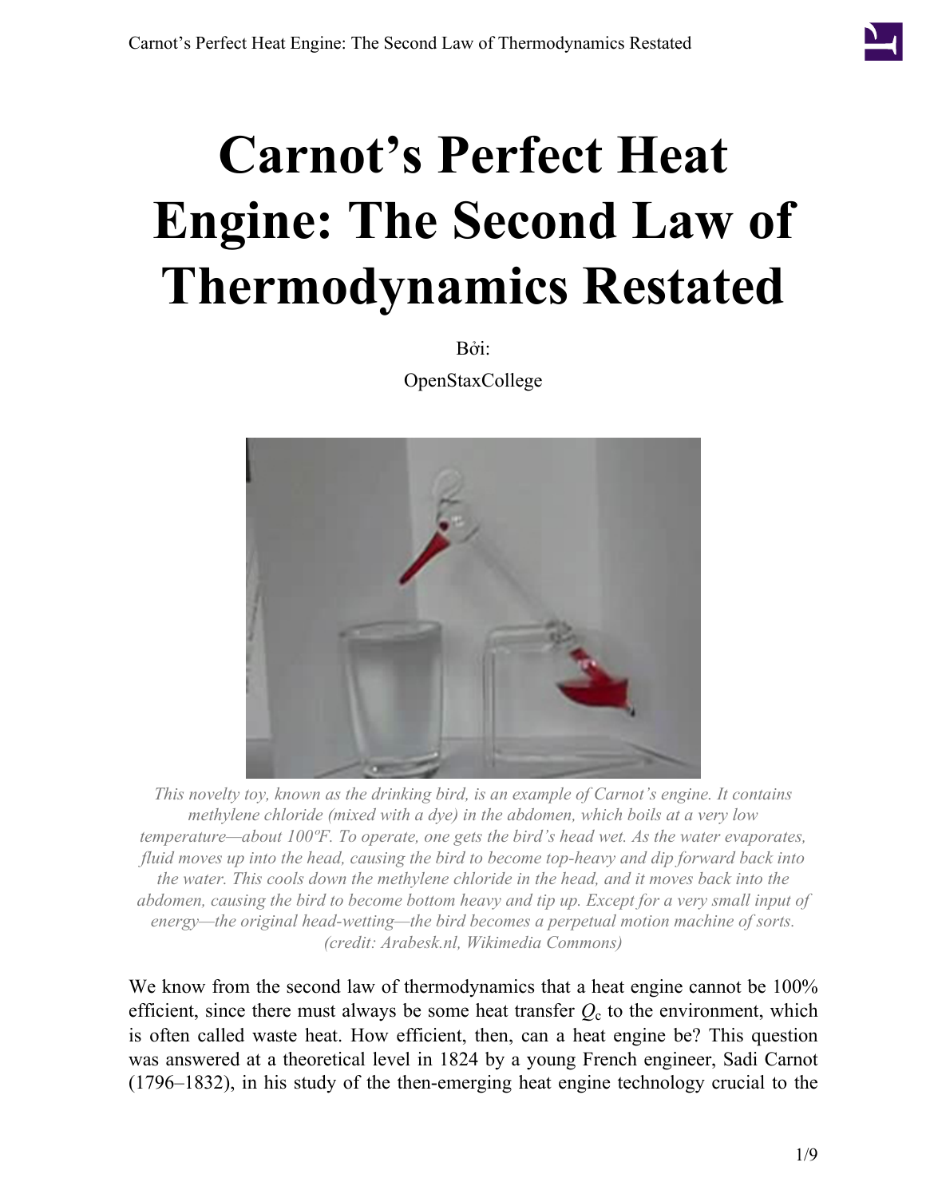# Carnot's Perfect Heat Engine: The Second Law of Thermodynamics Restated

Bởi:

OpenStaxCollege

*This novelty toy, known as the drinking bird, is an example of Carnot's engine. It contains methylene chloride (mixed with a dye) in the abdomen, which boils at a very low temperature—about 100ºF. To operate, one gets the bird's head wet. As the water evaporates, fluid moves up into the head, causing the bird to become top-heavy and dip forward back into the water. This cools down the methylene chloride in the head, and it moves back into the abdomen, causing the bird to become bottom heavy and tip up. Except for a very small input of energy—the original head-wetting—the bird becomes a perpetual motion machine of sorts. (credit: Arabesk.nl, Wikimedia Commons)*

We know from the second law of thermodynamics that a heat engine cannot be 100% efficient, since there must always be some heat transfer $Q_c$ to the environment, which is often called waste heat. How efficient, then, can a heat engine be? This question was answered at a theoretical level in 1824 by a young French engineer, Sadi Carnot (1796–1832), in his study of the then-emerging heat engine technology crucial to the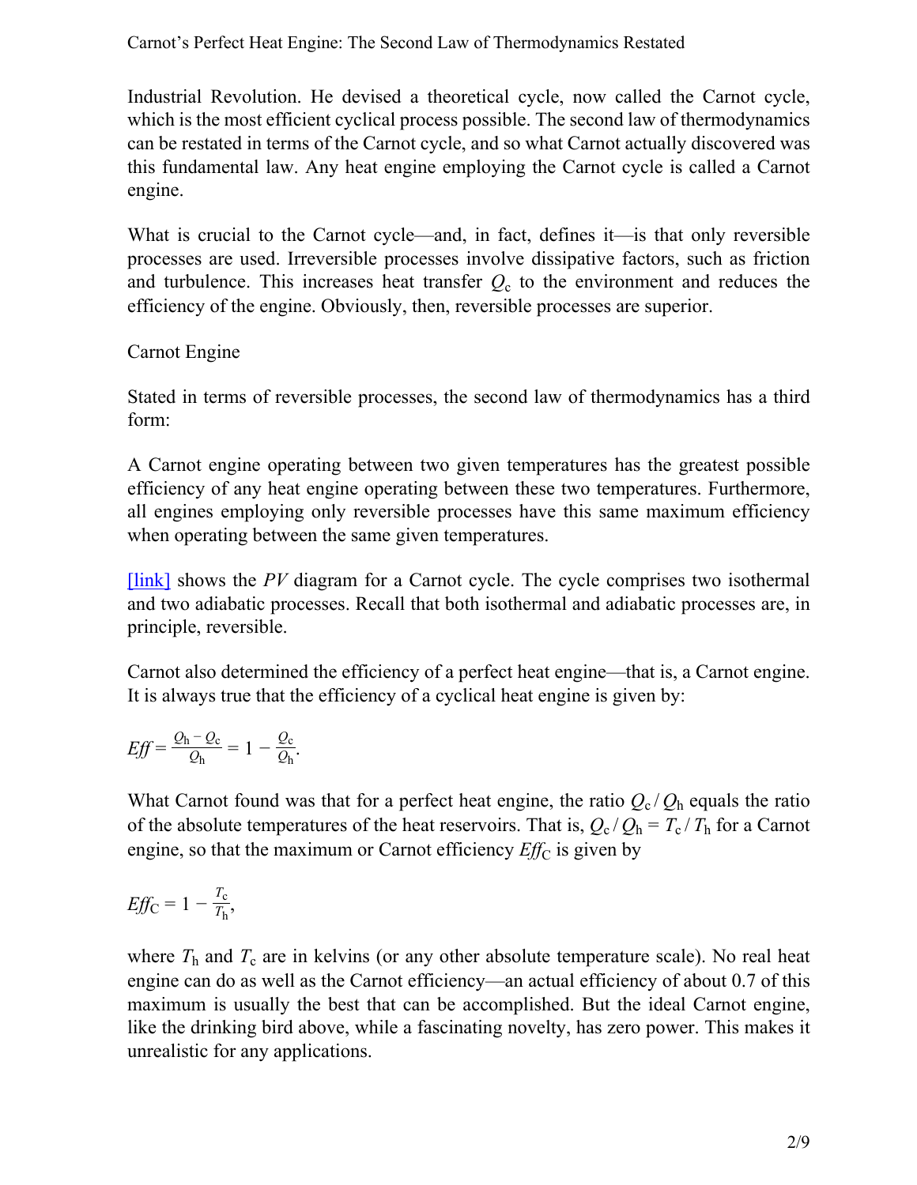Industrial Revolution. He devised a theoretical cycle, now called the Carnot cycle, which is the most efficient cyclical process possible. The second law of thermodynamics can be restated in terms of the Carnot cycle, and so what Carnot actually discovered was this fundamental law. Any heat engine employing the Carnot cycle is called a Carnot engine.

What is crucial to the Carnot cycle—and, in fact, defines it—is that only reversible processes are used. Irreversible processes involve dissipative factors, such as friction and turbulence. This increases heat transfer $Q_c$ to the environment and reduces the efficiency of the engine. Obviously, then, reversible processes are superior.

Carnot Engine

Stated in terms of reversible processes, the second law of thermodynamics has a third form:

A Carnot engine operating between two given temperatures has the greatest possible efficiency of any heat engine operating between these two temperatures. Furthermore, all engines employing only reversible processes have this same maximum efficiency when operating between the same given temperatures.

[link] shows the *PV* diagram for a Carnot cycle. The cycle comprises two isothermal and two adiabatic processes. Recall that both isothermal and adiabatic processes are, in principle, reversible.

Carnot also determined the efficiency of a perfect heat engine—that is, a Carnot engine. It is always true that the efficiency of a cyclical heat engine is given by:

$$Eff = \frac{Q_h - Q_c}{Q_h} = 1 - \frac{Q_c}{Q_h}.$$

What Carnot found was that for a perfect heat engine, the ratio $Q_c / Q_h$ equals the ratio of the absolute temperatures of the heat reservoirs. That is, $Q_c / Q_h = T_c / T_h$ for a Carnot engine, so that the maximum or Carnot efficiency $Eff_C$ is given by

$$Eff_C = 1 - \frac{T_c}{T_h},$$

where $T_h$ and $T_c$ are in kelvins (or any other absolute temperature scale). No real heat engine can do as well as the Carnot efficiency—an actual efficiency of about 0.7 of this maximum is usually the best that can be accomplished. But the ideal Carnot engine, like the drinking bird above, while a fascinating novelty, has zero power. This makes it unrealistic for any applications.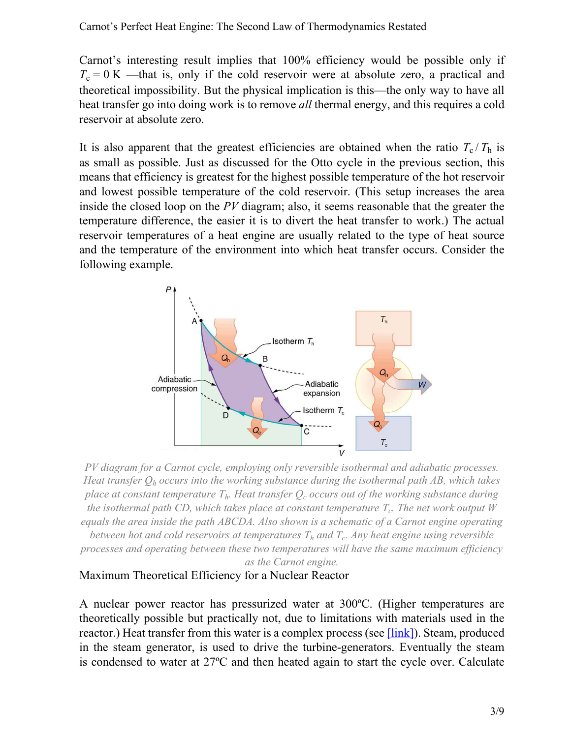Carnot's interesting result implies that 100% efficiency would be possible only if $T_c = 0$ K —that is, only if the cold reservoir were at absolute zero, a practical and theoretical impossibility. But the physical implication is this—the only way to have all heat transfer go into doing work is to remove *all* thermal energy, and this requires a cold reservoir at absolute zero.

It is also apparent that the greatest efficiencies are obtained when the ratio $T_c / T_h$ is as small as possible. Just as discussed for the Otto cycle in the previous section, this means that efficiency is greatest for the highest possible temperature of the hot reservoir and lowest possible temperature of the cold reservoir. (This setup increases the area inside the closed loop on the *PV* diagram; also, it seems reasonable that the greater the temperature difference, the easier it is to divert the heat transfer to work.) The actual reservoir temperatures of a heat engine are usually related to the type of heat source and the temperature of the environment into which heat transfer occurs. Consider the following example.

*PV diagram for a Carnot cycle, employing only reversible isothermal and adiabatic processes. Heat transfer $Q_h$ occurs into the working substance during the isothermal path AB, which takes place at constant temperature $T_h$. Heat transfer $Q_c$ occurs out of the working substance during the isothermal path CD, which takes place at constant temperature $T_c$. The net work output $W$ equals the area inside the path ABCDA. Also shown is a schematic of a Carnot engine operating between hot and cold reservoirs at temperatures $T_h$ and $T_c$. Any heat engine using reversible processes and operating between these two temperatures will have the same maximum efficiency as the Carnot engine.*

Maximum Theoretical Efficiency for a Nuclear Reactor

A nuclear power reactor has pressurized water at 300ºC. (Higher temperatures are theoretically possible but practically not, due to limitations with materials used in the reactor.) Heat transfer from this water is a complex process (see [link]). Steam, produced in the steam generator, is used to drive the turbine-generators. Eventually the steam is condensed to water at 27ºC and then heated again to start the cycle over. Calculate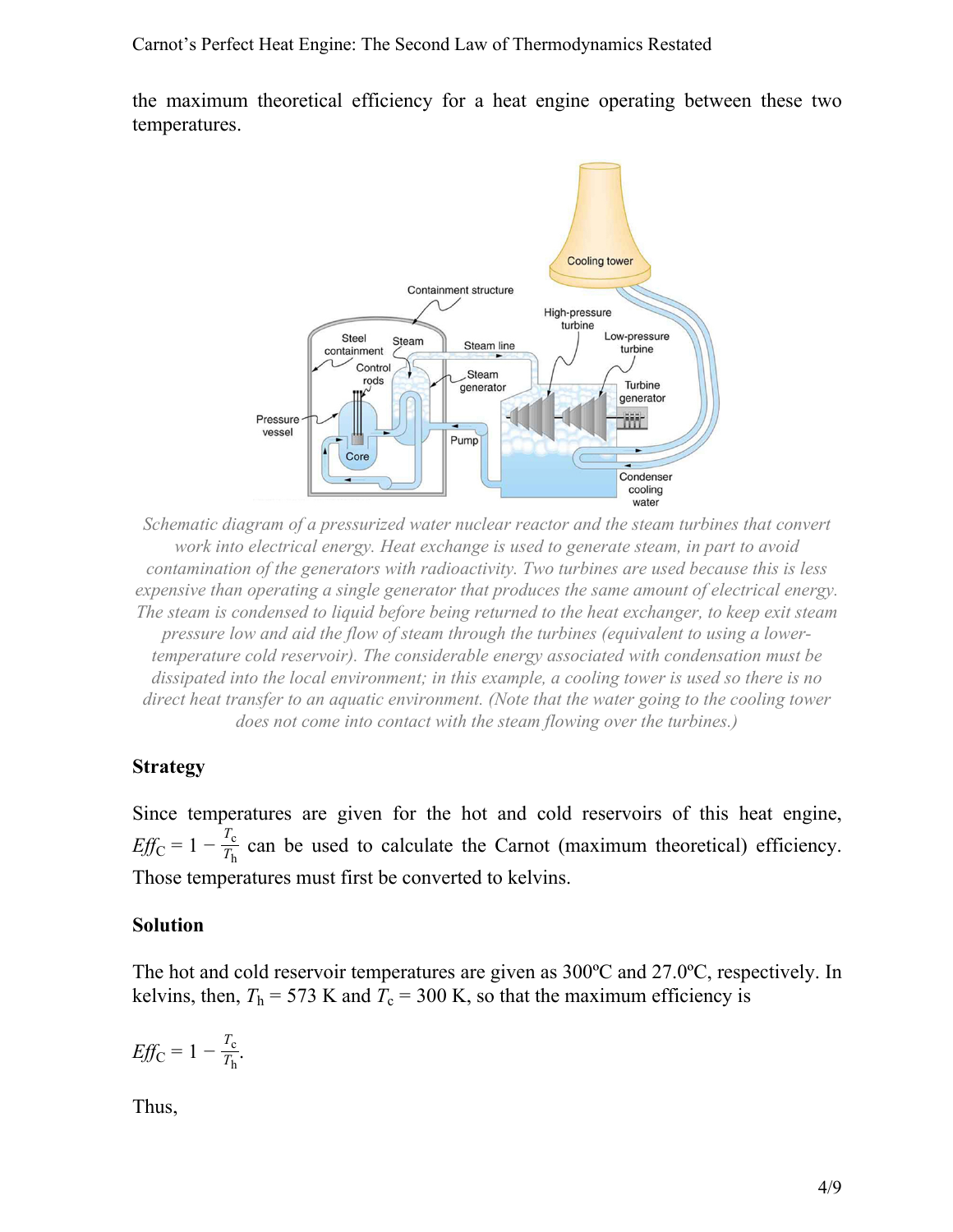the maximum theoretical efficiency for a heat engine operating between these two temperatures.

*Schematic diagram of a pressurized water nuclear reactor and the steam turbines that convert work into electrical energy. Heat exchange is used to generate steam, in part to avoid contamination of the generators with radioactivity. Two turbines are used because this is less expensive than operating a single generator that produces the same amount of electrical energy. The steam is condensed to liquid before being returned to the heat exchanger, to keep exit steam pressure low and aid the flow of steam through the turbines (equivalent to using a lower-temperature cold reservoir). The considerable energy associated with condensation must be dissipated into the local environment; in this example, a cooling tower is used so there is no direct heat transfer to an aquatic environment. (Note that the water going to the cooling tower does not come into contact with the steam flowing over the turbines.)*

### Strategy

Since temperatures are given for the hot and cold reservoirs of this heat engine, $Eff_C = 1 - \frac{T_c}{T_h}$ can be used to calculate the Carnot (maximum theoretical) efficiency. Those temperatures must first be converted to kelvins.

### Solution

The hot and cold reservoir temperatures are given as 300ºC and 27.0ºC, respectively. In kelvins, then, $T_h = 573\text{ K}$ and $T_c = 300\text{ K}$, so that the maximum efficiency is

$$Eff_C = 1 - \frac{T_c}{T_h}.$$

Thus,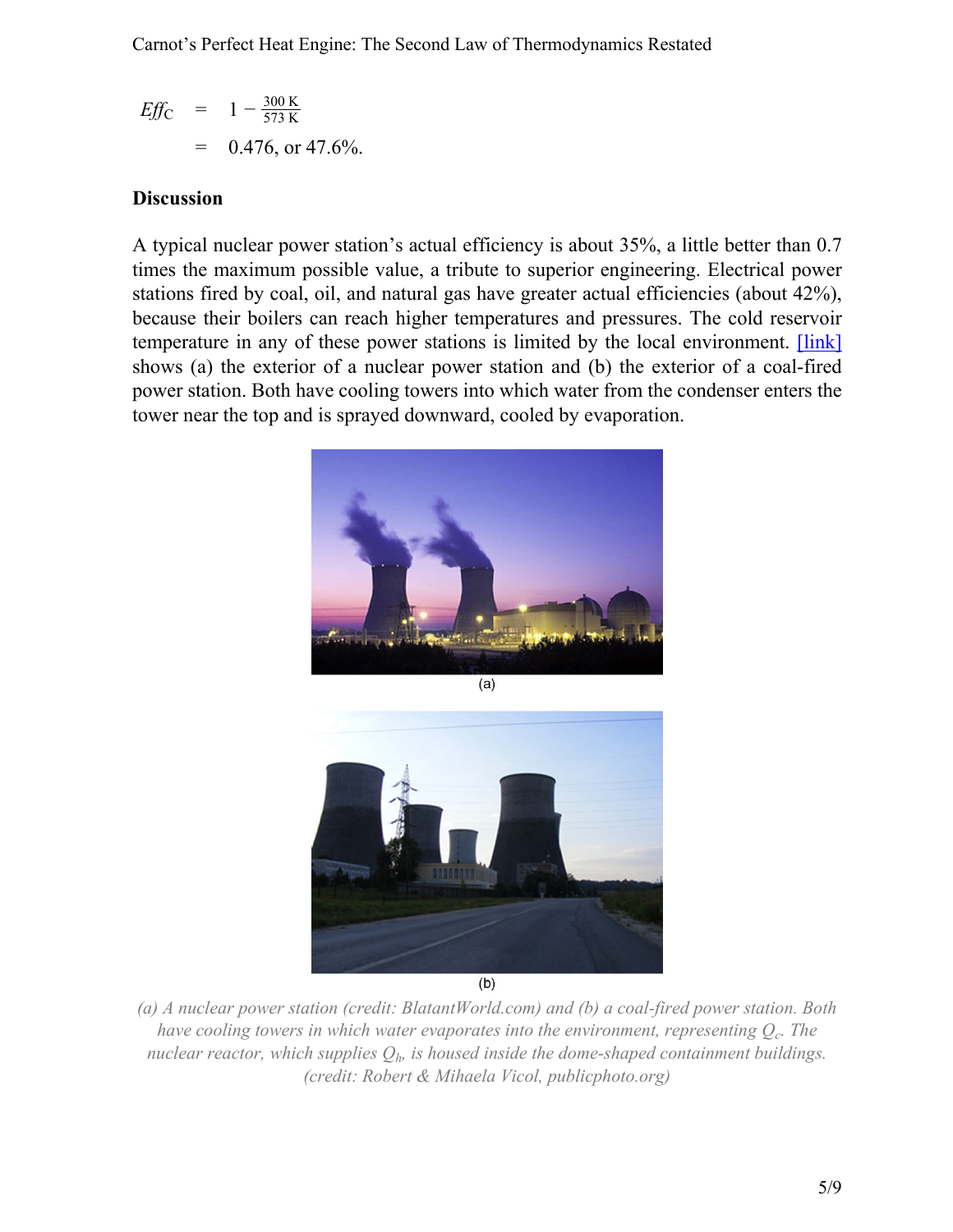$$
\begin{aligned}
Eff_{\mathrm{C}} &= 1 - \frac{300\ \mathrm{K}}{573\ \mathrm{K}} \\
&= 0.476,\ \text{or } 47.6\%.
\end{aligned}
$$

**Discussion**

A typical nuclear power station's actual efficiency is about 35%, a little better than 0.7 times the maximum possible value, a tribute to superior engineering. Electrical power stations fired by coal, oil, and natural gas have greater actual efficiencies (about 42%), because their boilers can reach higher temperatures and pressures. The cold reservoir temperature in any of these power stations is limited by the local environment. [link] shows (a) the exterior of a nuclear power station and (b) the exterior of a coal-fired power station. Both have cooling towers into which water from the condenser enters the tower near the top and is sprayed downward, cooled by evaporation.

(a)

(b)

*(a) A nuclear power station (credit: BlatantWorld.com) and (b) a coal-fired power station. Both have cooling towers in which water evaporates into the environment, representing $Q_c$. The nuclear reactor, which supplies $Q_h$, is housed inside the dome-shaped containment buildings. (credit: Robert & Mihaela Vicol, publicphoto.org)*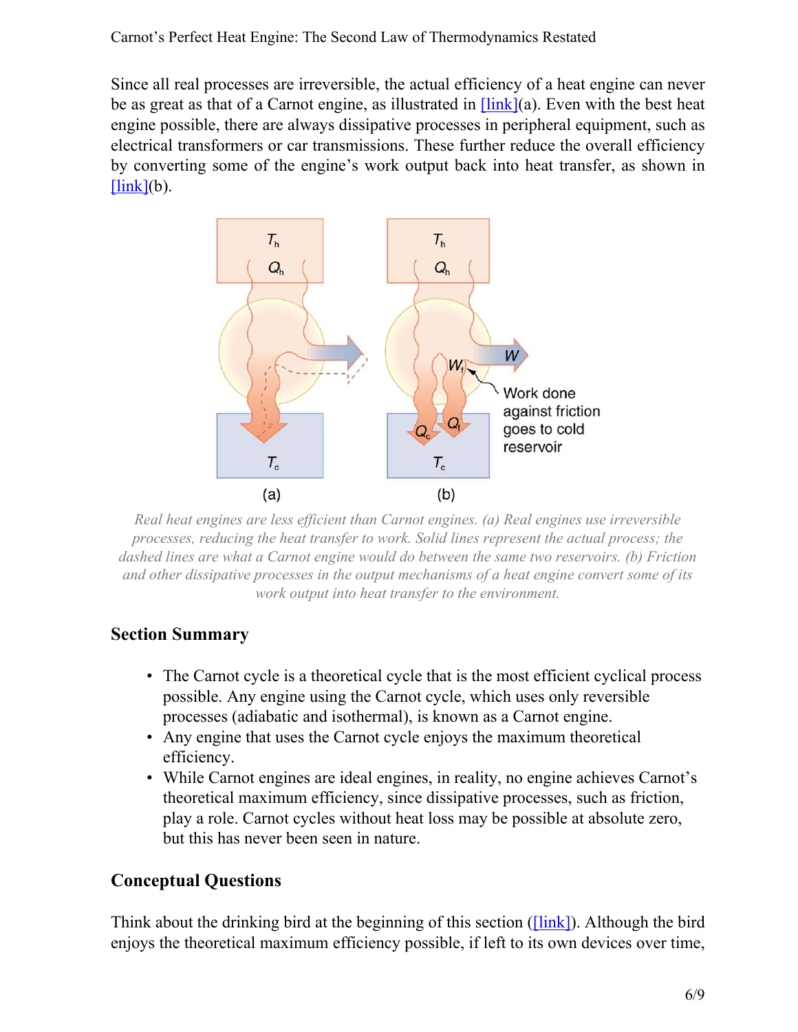Since all real processes are irreversible, the actual efficiency of a heat engine can never be as great as that of a Carnot engine, as illustrated in [link](a). Even with the best heat engine possible, there are always dissipative processes in peripheral equipment, such as electrical transformers or car transmissions. These further reduce the overall efficiency by converting some of the engine's work output back into heat transfer, as shown in [link](b).

*Real heat engines are less efficient than Carnot engines. (a) Real engines use irreversible processes, reducing the heat transfer to work. Solid lines represent the actual process; the dashed lines are what a Carnot engine would do between the same two reservoirs. (b) Friction and other dissipative processes in the output mechanisms of a heat engine convert some of its work output into heat transfer to the environment.*

## Section Summary

- The Carnot cycle is a theoretical cycle that is the most efficient cyclical process possible. Any engine using the Carnot cycle, which uses only reversible processes (adiabatic and isothermal), is known as a Carnot engine.
- Any engine that uses the Carnot cycle enjoys the maximum theoretical efficiency.
- While Carnot engines are ideal engines, in reality, no engine achieves Carnot's theoretical maximum efficiency, since dissipative processes, such as friction, play a role. Carnot cycles without heat loss may be possible at absolute zero, but this has never been seen in nature.

## Conceptual Questions

Think about the drinking bird at the beginning of this section ([link]). Although the bird enjoys the theoretical maximum efficiency possible, if left to its own devices over time,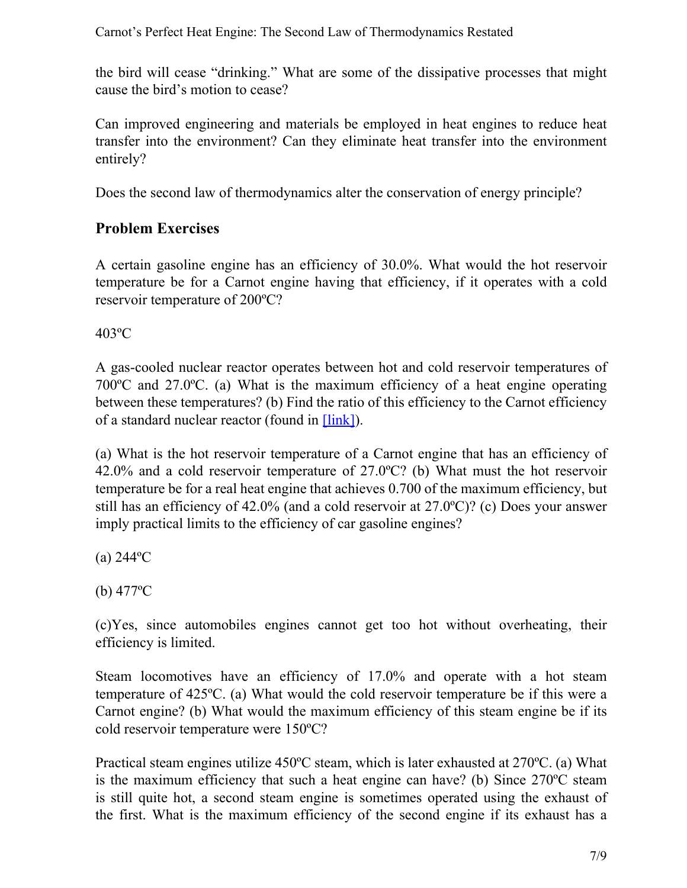the bird will cease "drinking." What are some of the dissipative processes that might cause the bird's motion to cease?

Can improved engineering and materials be employed in heat engines to reduce heat transfer into the environment? Can they eliminate heat transfer into the environment entirely?

Does the second law of thermodynamics alter the conservation of energy principle?

## Problem Exercises

A certain gasoline engine has an efficiency of 30.0%. What would the hot reservoir temperature be for a Carnot engine having that efficiency, if it operates with a cold reservoir temperature of 200ºC?

403ºC

A gas-cooled nuclear reactor operates between hot and cold reservoir temperatures of 700ºC and 27.0ºC. (a) What is the maximum efficiency of a heat engine operating between these temperatures? (b) Find the ratio of this efficiency to the Carnot efficiency of a standard nuclear reactor (found in [link]).

(a) What is the hot reservoir temperature of a Carnot engine that has an efficiency of 42.0% and a cold reservoir temperature of 27.0ºC? (b) What must the hot reservoir temperature be for a real heat engine that achieves 0.700 of the maximum efficiency, but still has an efficiency of 42.0% (and a cold reservoir at 27.0ºC)? (c) Does your answer imply practical limits to the efficiency of car gasoline engines?

(a) 244ºC

(b) 477ºC

(c)Yes, since automobiles engines cannot get too hot without overheating, their efficiency is limited.

Steam locomotives have an efficiency of 17.0% and operate with a hot steam temperature of 425ºC. (a) What would the cold reservoir temperature be if this were a Carnot engine? (b) What would the maximum efficiency of this steam engine be if its cold reservoir temperature were 150ºC?

Practical steam engines utilize 450ºC steam, which is later exhausted at 270ºC. (a) What is the maximum efficiency that such a heat engine can have? (b) Since 270ºC steam is still quite hot, a second steam engine is sometimes operated using the exhaust of the first. What is the maximum efficiency of the second engine if its exhaust has a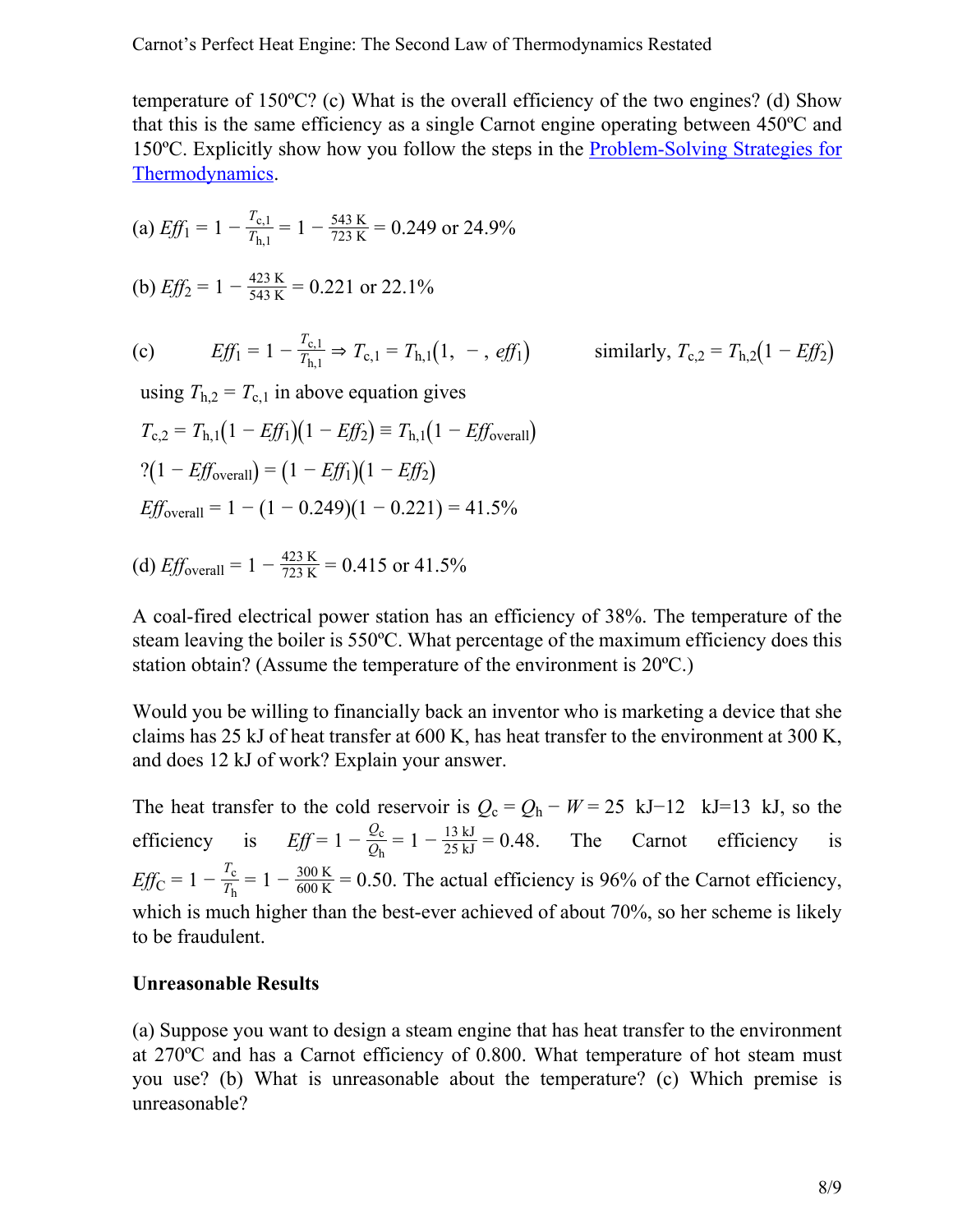temperature of 150ºC? (c) What is the overall efficiency of the two engines? (d) Show that this is the same efficiency as a single Carnot engine operating between 450ºC and 150ºC. Explicitly show how you follow the steps in the Problem-Solving Strategies for Thermodynamics.

(a) $Eff_1 = 1 - \frac{T_{c,1}}{T_{h,1}} = 1 - \frac{543 \text{ K}}{723 \text{ K}} = 0.249$ or 24.9%

(b) $Eff_2 = 1 - \frac{423 \text{ K}}{543 \text{ K}} = 0.221$ or 22.1%

(c) $Eff_1 = 1 - \frac{T_{c,1}}{T_{h,1}} \Rightarrow T_{c,1} = T_{h,1}(1, \ -, \ eff_1)$ similarly, $T_{c,2} = T_{h,2}(1 - Eff_2)$

using $T_{h,2} = T_{c,1}$ in above equation gives

$T_{c,2} = T_{h,1}(1 - Eff_1)(1 - Eff_2) \equiv T_{h,1}(1 - Eff_{\text{overall}})$

$?(1 - Eff_{\text{overall}}) = (1 - Eff_1)(1 - Eff_2)$

$Eff_{\text{overall}} = 1 - (1 - 0.249)(1 - 0.221) = 41.5\%$

(d) $Eff_{\text{overall}} = 1 - \frac{423 \text{ K}}{723 \text{ K}} = 0.415$ or 41.5%

A coal-fired electrical power station has an efficiency of 38%. The temperature of the steam leaving the boiler is 550ºC. What percentage of the maximum efficiency does this station obtain? (Assume the temperature of the environment is 20ºC.)

Would you be willing to financially back an inventor who is marketing a device that she claims has 25 kJ of heat transfer at 600 K, has heat transfer to the environment at 300 K, and does 12 kJ of work? Explain your answer.

The heat transfer to the cold reservoir is $Q_c = Q_h - W = 25 \text{ kJ} - 12 \text{ kJ} = 13 \text{ kJ}$, so the efficiency is $Eff = 1 - \frac{Q_c}{Q_h} = 1 - \frac{13 \text{ kJ}}{25 \text{ kJ}} = 0.48$. The Carnot efficiency is $Eff_C = 1 - \frac{T_c}{T_h} = 1 - \frac{300 \text{ K}}{600 \text{ K}} = 0.50$. The actual efficiency is 96% of the Carnot efficiency, which is much higher than the best-ever achieved of about 70%, so her scheme is likely to be fraudulent.

**Unreasonable Results**

(a) Suppose you want to design a steam engine that has heat transfer to the environment at 270ºC and has a Carnot efficiency of 0.800. What temperature of hot steam must you use? (b) What is unreasonable about the temperature? (c) Which premise is unreasonable?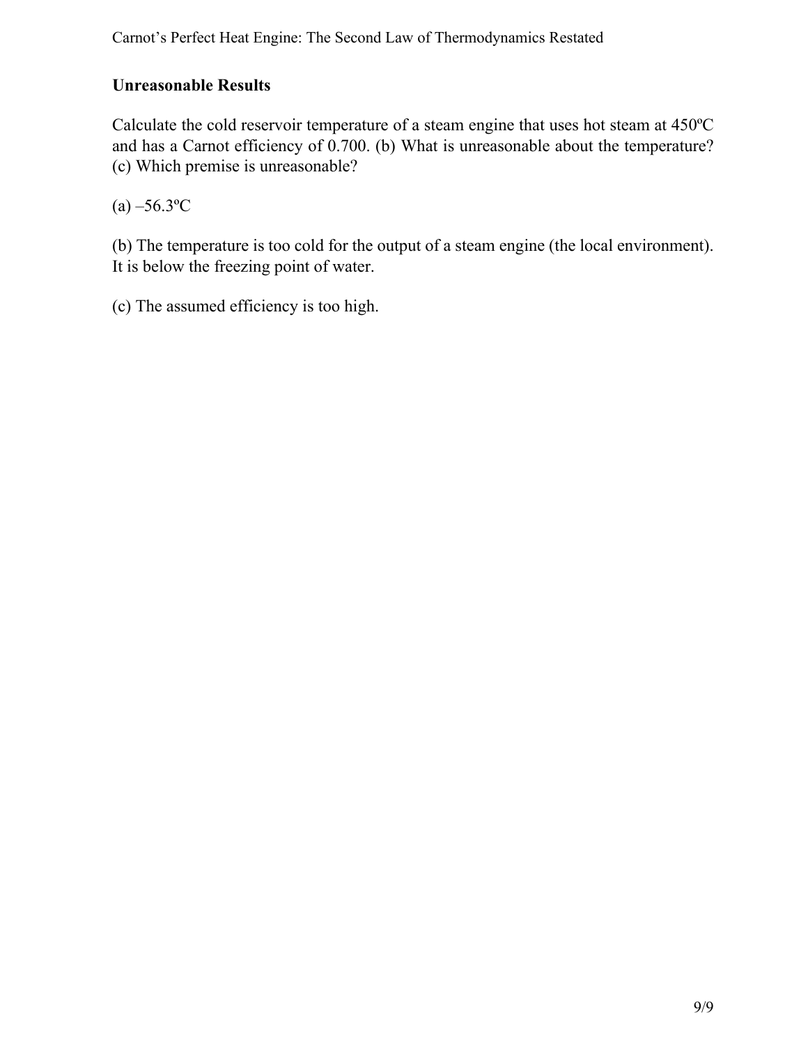## Unreasonable Results

Calculate the cold reservoir temperature of a steam engine that uses hot steam at 450ºC and has a Carnot efficiency of 0.700. (b) What is unreasonable about the temperature? (c) Which premise is unreasonable?

(a) –56.3ºC

(b) The temperature is too cold for the output of a steam engine (the local environment). It is below the freezing point of water.

(c) The assumed efficiency is too high.